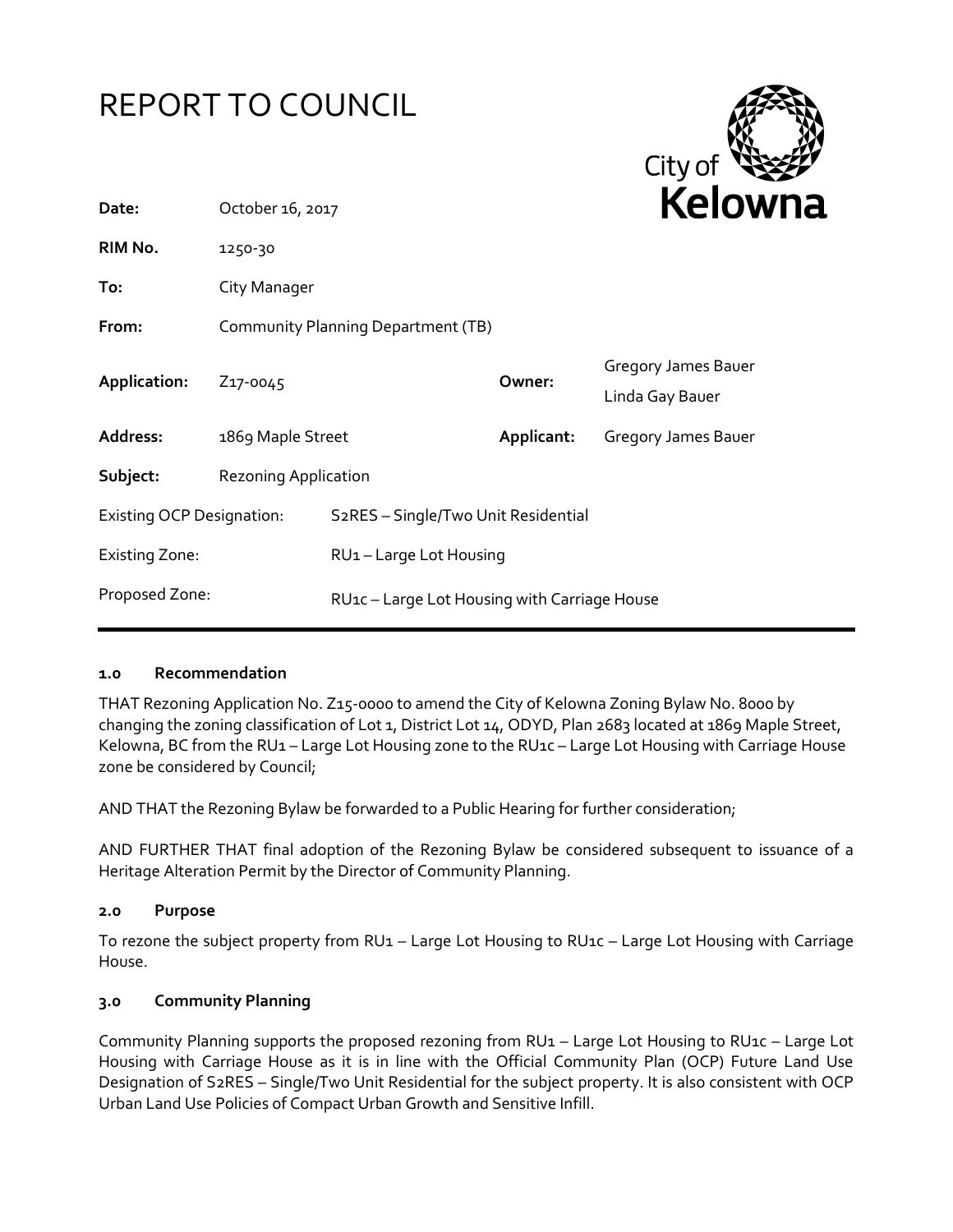# REPORT TO COUNCIL

City of Kelowna

| | | | |
|---|---|---|---|
| **Date:** | October 16, 2017 | | |
| **RIM No.** | 1250-30 | | |
| **To:** | City Manager | | |
| **From:** | Community Planning Department (TB) | | |
| **Application:** | Z17-0045 | **Owner:** | Gregory James Bauer<br>Linda Gay Bauer |
| **Address:** | 1869 Maple Street | **Applicant:** | Gregory James Bauer |
| **Subject:** | Rezoning Application | | |
| Existing OCP Designation: | S2RES – Single/Two Unit Residential | | |
| Existing Zone: | RU1 – Large Lot Housing | | |
| Proposed Zone: | RU1c – Large Lot Housing with Carriage House | | |

### 1.0 Recommendation

THAT Rezoning Application No. Z15-0000 to amend the City of Kelowna Zoning Bylaw No. 8000 by changing the zoning classification of Lot 1, District Lot 14, ODYD, Plan 2683 located at 1869 Maple Street, Kelowna, BC from the RU1 – Large Lot Housing zone to the RU1c – Large Lot Housing with Carriage House zone be considered by Council;

AND THAT the Rezoning Bylaw be forwarded to a Public Hearing for further consideration;

AND FURTHER THAT final adoption of the Rezoning Bylaw be considered subsequent to issuance of a Heritage Alteration Permit by the Director of Community Planning.

### 2.0 Purpose

To rezone the subject property from RU1 – Large Lot Housing to RU1c – Large Lot Housing with Carriage House.

### 3.0 Community Planning

Community Planning supports the proposed rezoning from RU1 – Large Lot Housing to RU1c – Large Lot Housing with Carriage House as it is in line with the Official Community Plan (OCP) Future Land Use Designation of S2RES – Single/Two Unit Residential for the subject property. It is also consistent with OCP Urban Land Use Policies of Compact Urban Growth and Sensitive Infill.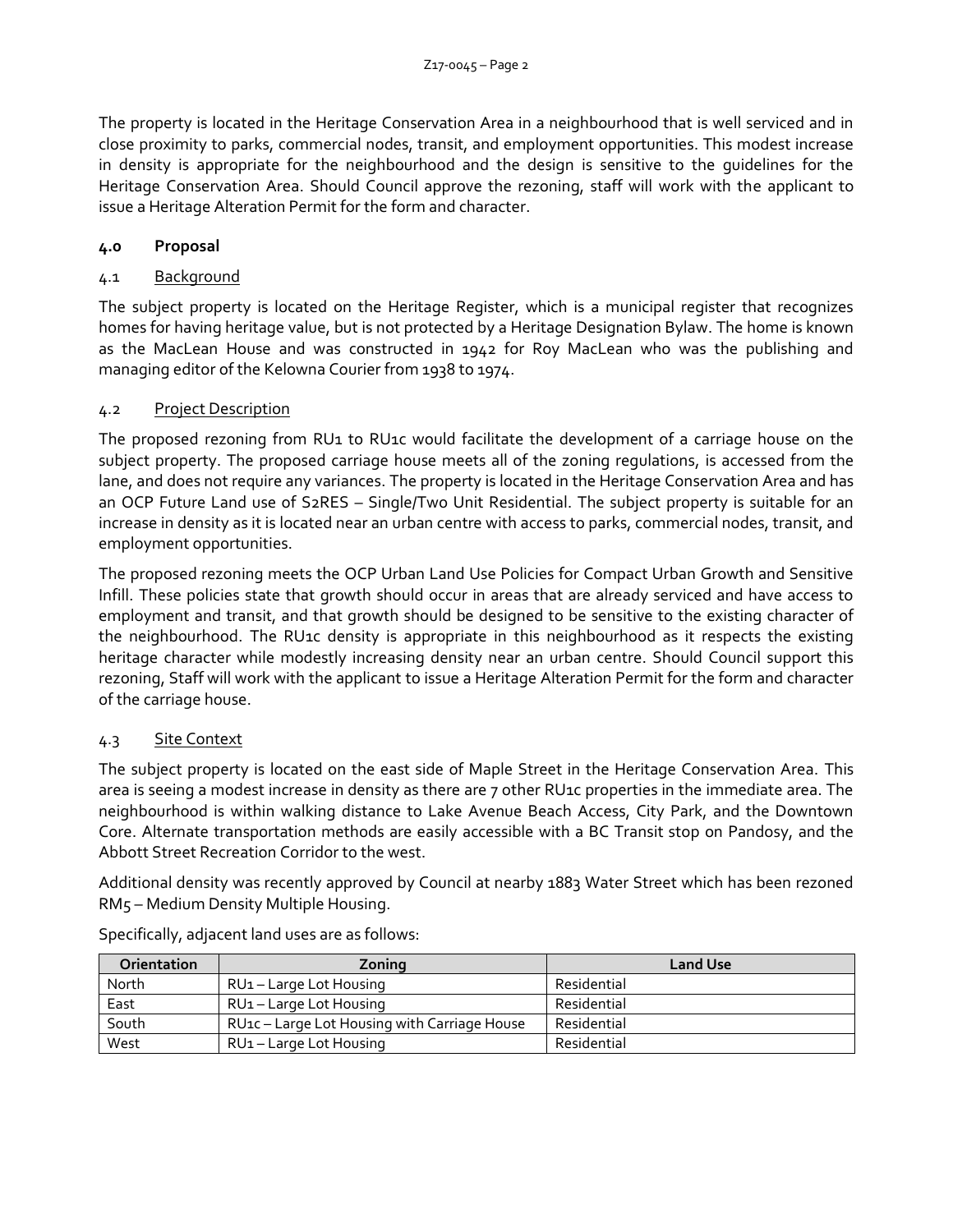The property is located in the Heritage Conservation Area in a neighbourhood that is well serviced and in close proximity to parks, commercial nodes, transit, and employment opportunities. This modest increase in density is appropriate for the neighbourhood and the design is sensitive to the guidelines for the Heritage Conservation Area. Should Council approve the rezoning, staff will work with the applicant to issue a Heritage Alteration Permit for the form and character.

## 4.0 Proposal

### 4.1 Background

The subject property is located on the Heritage Register, which is a municipal register that recognizes homes for having heritage value, but is not protected by a Heritage Designation Bylaw. The home is known as the MacLean House and was constructed in 1942 for Roy MacLean who was the publishing and managing editor of the Kelowna Courier from 1938 to 1974.

### 4.2 Project Description

The proposed rezoning from RU1 to RU1c would facilitate the development of a carriage house on the subject property. The proposed carriage house meets all of the zoning regulations, is accessed from the lane, and does not require any variances. The property is located in the Heritage Conservation Area and has an OCP Future Land use of S2RES – Single/Two Unit Residential. The subject property is suitable for an increase in density as it is located near an urban centre with access to parks, commercial nodes, transit, and employment opportunities.

The proposed rezoning meets the OCP Urban Land Use Policies for Compact Urban Growth and Sensitive Infill. These policies state that growth should occur in areas that are already serviced and have access to employment and transit, and that growth should be designed to be sensitive to the existing character of the neighbourhood. The RU1c density is appropriate in this neighbourhood as it respects the existing heritage character while modestly increasing density near an urban centre. Should Council support this rezoning, Staff will work with the applicant to issue a Heritage Alteration Permit for the form and character of the carriage house.

### 4.3 Site Context

The subject property is located on the east side of Maple Street in the Heritage Conservation Area. This area is seeing a modest increase in density as there are 7 other RU1c properties in the immediate area. The neighbourhood is within walking distance to Lake Avenue Beach Access, City Park, and the Downtown Core. Alternate transportation methods are easily accessible with a BC Transit stop on Pandosy, and the Abbott Street Recreation Corridor to the west.

Additional density was recently approved by Council at nearby 1883 Water Street which has been rezoned RM5 – Medium Density Multiple Housing.

Specifically, adjacent land uses are as follows:

| Orientation | Zoning | Land Use |
|---|---|---|
| North | RU1 – Large Lot Housing | Residential |
| East | RU1 – Large Lot Housing | Residential |
| South | RU1c – Large Lot Housing with Carriage House | Residential |
| West | RU1 – Large Lot Housing | Residential |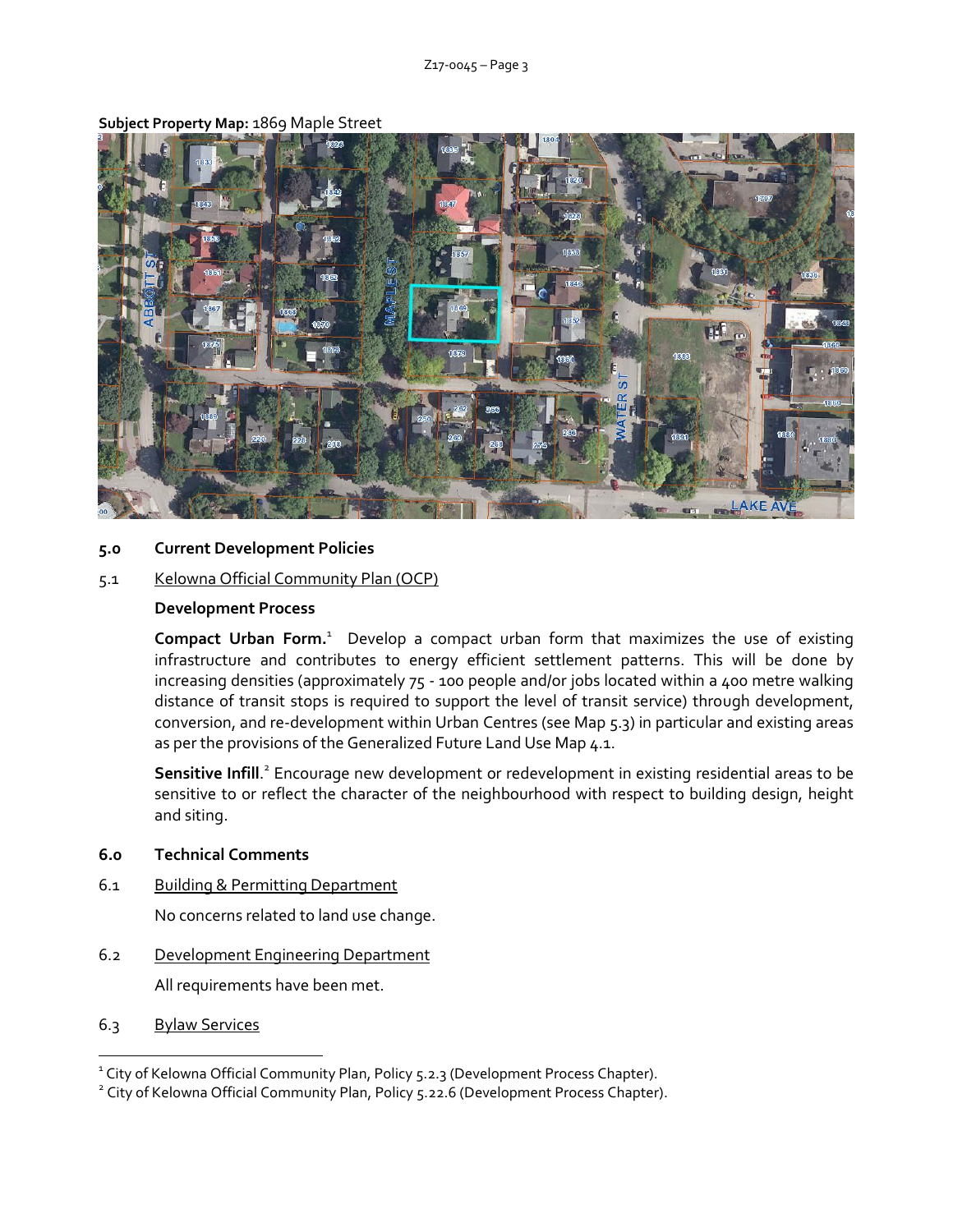**Subject Property Map:** 1869 Maple Street

## 5.0 Current Development Policies

### 5.1 Kelowna Official Community Plan (OCP)

**Development Process**

**Compact Urban Form.**[1] Develop a compact urban form that maximizes the use of existing infrastructure and contributes to energy efficient settlement patterns. This will be done by increasing densities (approximately 75 - 100 people and/or jobs located within a 400 metre walking distance of transit stops is required to support the level of transit service) through development, conversion, and re-development within Urban Centres (see Map 5.3) in particular and existing areas as per the provisions of the Generalized Future Land Use Map 4.1.

**Sensitive Infill**.[2] Encourage new development or redevelopment in existing residential areas to be sensitive to or reflect the character of the neighbourhood with respect to building design, height and siting.

## 6.0 Technical Comments

### 6.1 Building & Permitting Department

No concerns related to land use change.

### 6.2 Development Engineering Department

All requirements have been met.

### 6.3 Bylaw Services

---

[1] City of Kelowna Official Community Plan, Policy 5.2.3 (Development Process Chapter).

[2] City of Kelowna Official Community Plan, Policy 5.22.6 (Development Process Chapter).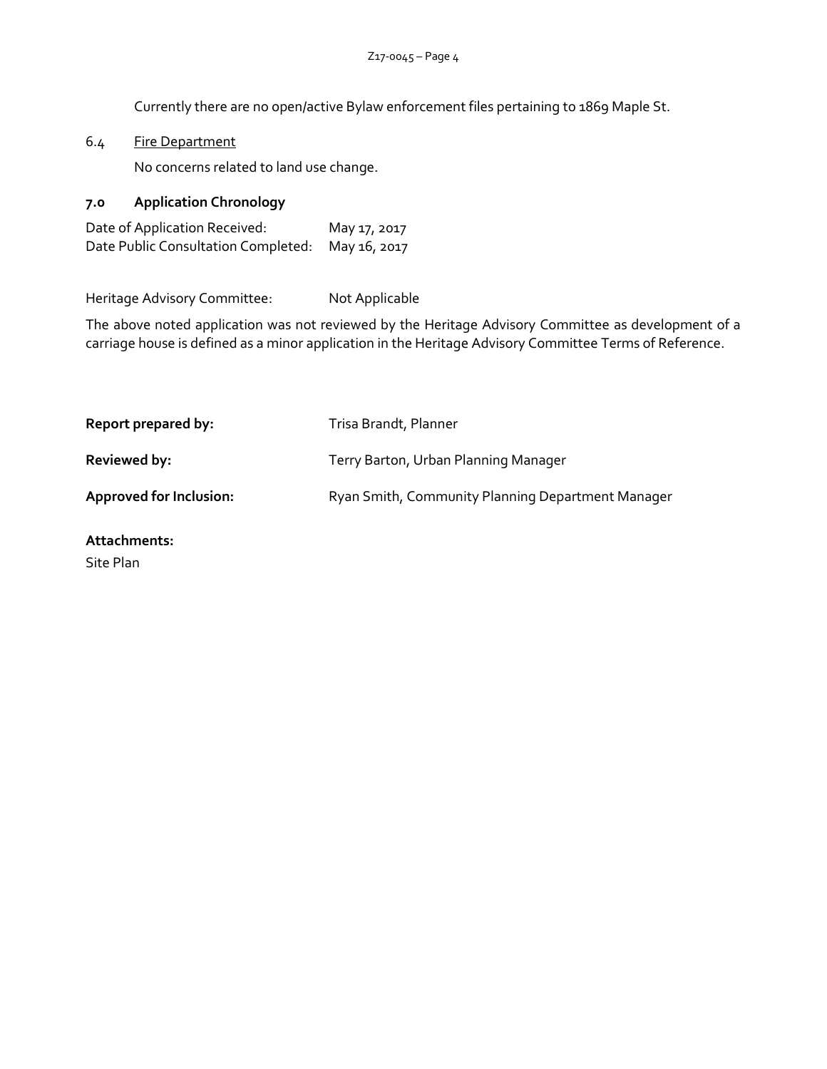Currently there are no open/active Bylaw enforcement files pertaining to 1869 Maple St.

6.4 Fire Department

No concerns related to land use change.

## 7.0 Application Chronology

Date of Application Received: May 17, 2017
Date Public Consultation Completed: May 16, 2017

Heritage Advisory Committee: Not Applicable

The above noted application was not reviewed by the Heritage Advisory Committee as development of a carriage house is defined as a minor application in the Heritage Advisory Committee Terms of Reference.

**Report prepared by:** Trisa Brandt, Planner

**Reviewed by:** Terry Barton, Urban Planning Manager

**Approved for Inclusion:** Ryan Smith, Community Planning Department Manager

**Attachments:**

Site Plan